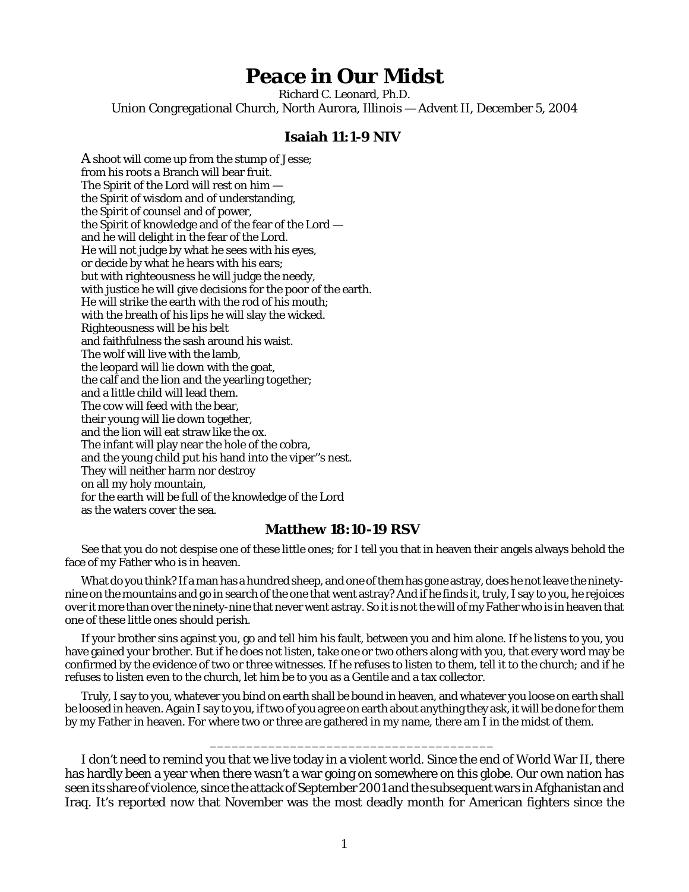# Peace in Our Midst

Richard C. Leonard, Ph.D.

Union Congregational Church, North Aurora, Illinois — Advent II, December 5, 2004

### Isaiah 11:1-9 NIV

A shoot will come up from the stump of Jesse;
from his roots a Branch will bear fruit.
The Spirit of the Lord will rest on him —
the Spirit of wisdom and of understanding,
the Spirit of counsel and of power,
the Spirit of knowledge and of the fear of the Lord —
and he will delight in the fear of the Lord.
He will not judge by what he sees with his eyes,
or decide by what he hears with his ears;
but with righteousness he will judge the needy,
with justice he will give decisions for the poor of the earth.
He will strike the earth with the rod of his mouth;
with the breath of his lips he will slay the wicked.
Righteousness will be his belt
and faithfulness the sash around his waist.
The wolf will live with the lamb,
the leopard will lie down with the goat,
the calf and the lion and the yearling together;
and a little child will lead them.
The cow will feed with the bear,
their young will lie down together,
and the lion will eat straw like the ox.
The infant will play near the hole of the cobra,
and the young child put his hand into the viper''s nest.
They will neither harm nor destroy
on all my holy mountain,
for the earth will be full of the knowledge of the Lord
as the waters cover the sea.

### Matthew 18:10-19 RSV

See that you do not despise one of these little ones; for I tell you that in heaven their angels always behold the face of my Father who is in heaven.

What do you think? If a man has a hundred sheep, and one of them has gone astray, does he not leave the ninety-nine on the mountains and go in search of the one that went astray? And if he finds it, truly, I say to you, he rejoices over it more than over the ninety-nine that never went astray. So it is not the will of my Father who is in heaven that one of these little ones should perish.

If your brother sins against you, go and tell him his fault, between you and him alone. If he listens to you, you have gained your brother. But if he does not listen, take one or two others along with you, that every word may be confirmed by the evidence of two or three witnesses. If he refuses to listen to them, tell it to the church; and if he refuses to listen even to the church, let him be to you as a Gentile and a tax collector.

Truly, I say to you, whatever you bind on earth shall be bound in heaven, and whatever you loose on earth shall be loosed in heaven. Again I say to you, if two of you agree on earth about anything they ask, it will be done for them by my Father in heaven. For where two or three are gathered in my name, there am I in the midst of them.

---

I don't need to remind you that we live today in a violent world. Since the end of World War II, there has hardly been a year when there wasn't a war going on somewhere on this globe. Our own nation has seen its share of violence, since the attack of September 2001 and the subsequent wars in Afghanistan and Iraq. It's reported now that November was the most deadly month for American fighters since the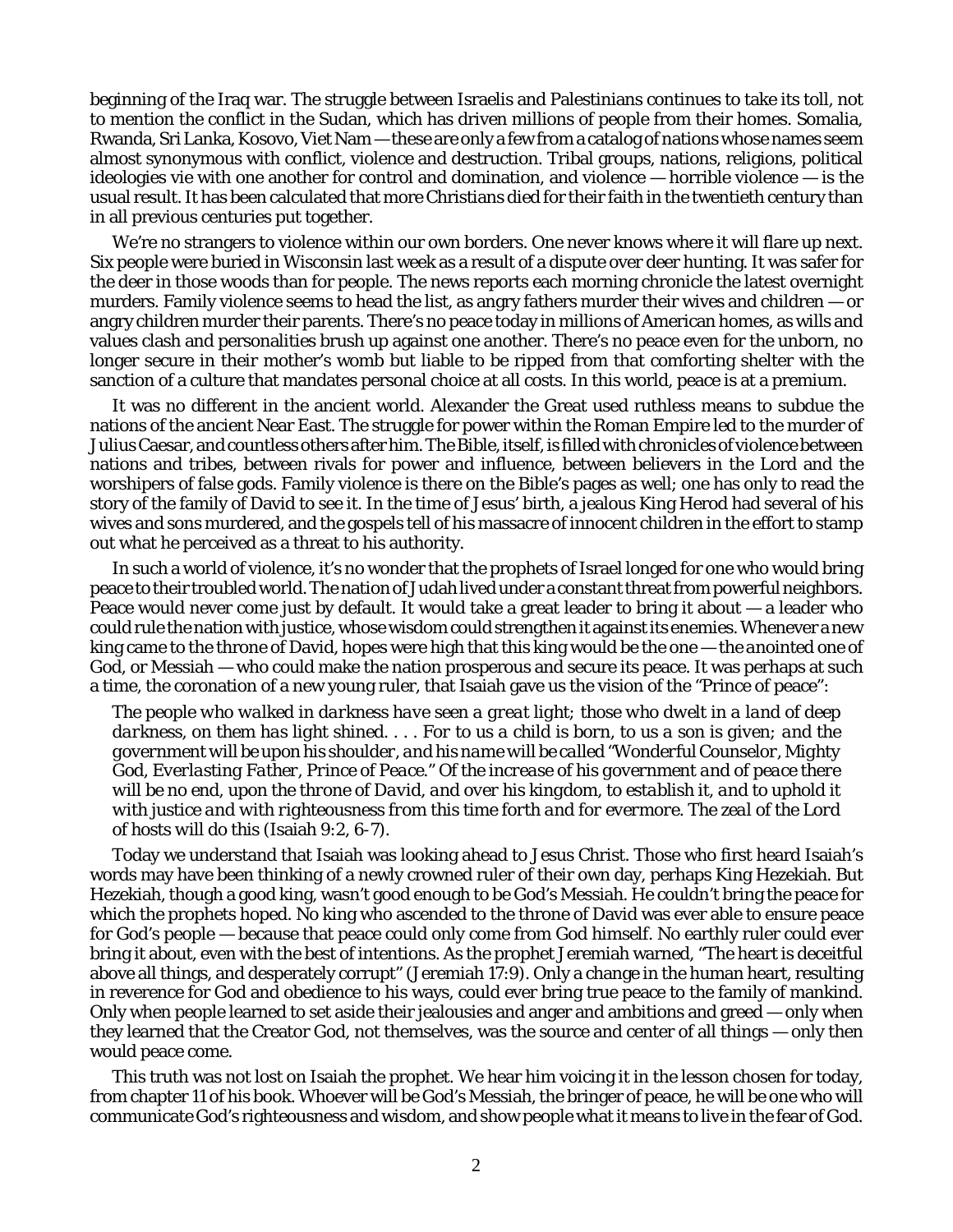beginning of the Iraq war. The struggle between Israelis and Palestinians continues to take its toll, not to mention the conflict in the Sudan, which has driven millions of people from their homes. Somalia, Rwanda, Sri Lanka, Kosovo, Viet Nam — these are only a few from a catalog of nations whose names seem almost synonymous with conflict, violence and destruction. Tribal groups, nations, religions, political ideologies vie with one another for control and domination, and violence — horrible violence — is the usual result. It has been calculated that more Christians died for their faith in the twentieth century than in all previous centuries put together.

We're no strangers to violence within our own borders. One never knows where it will flare up next. Six people were buried in Wisconsin last week as a result of a dispute over deer hunting. It was safer for the deer in those woods than for people. The news reports each morning chronicle the latest overnight murders. Family violence seems to head the list, as angry fathers murder their wives and children — or angry children murder their parents. There's no peace today in millions of American homes, as wills and values clash and personalities brush up against one another. There's no peace even for the unborn, no longer secure in their mother's womb but liable to be ripped from that comforting shelter with the sanction of a culture that mandates personal choice at all costs. In this world, peace is at a premium.

It was no different in the ancient world. Alexander the Great used ruthless means to subdue the nations of the ancient Near East. The struggle for power within the Roman Empire led to the murder of Julius Caesar, and countless others after him. The Bible, itself, is filled with chronicles of violence between nations and tribes, between rivals for power and influence, between believers in the Lord and the worshipers of false gods. Family violence is there on the Bible's pages as well; one has only to read the story of the family of David to see it. In the time of Jesus' birth, a jealous King Herod had several of his wives and sons murdered, and the gospels tell of his massacre of innocent children in the effort to stamp out what he perceived as a threat to his authority.

In such a world of violence, it's no wonder that the prophets of Israel longed for one who would bring peace to their troubled world. The nation of Judah lived under a constant threat from powerful neighbors. Peace would never come just by default. It would take a great leader to bring it about — a leader who could rule the nation with justice, whose wisdom could strengthen it against its enemies. Whenever a new king came to the throne of David, hopes were high that this king would be the one — the anointed one of God, or Messiah — who could make the nation prosperous and secure its peace. It was perhaps at such a time, the coronation of a new young ruler, that Isaiah gave us the vision of the "Prince of peace":

> *The people who walked in darkness have seen a great light; those who dwelt in a land of deep darkness, on them has light shined. . . . For to us a child is born, to us a son is given; and the government will be upon his shoulder, and his name will be called "Wonderful Counselor, Mighty God, Everlasting Father, Prince of Peace." Of the increase of his government and of peace there will be no end, upon the throne of David, and over his kingdom, to establish it, and to uphold it with justice and with righteousness from this time forth and for evermore. The zeal of the Lord of hosts will do this* (Isaiah 9:2, 6-7).

Today we understand that Isaiah was looking ahead to Jesus Christ. Those who first heard Isaiah's words may have been thinking of a newly crowned ruler of their own day, perhaps King Hezekiah. But Hezekiah, though a good king, wasn't good enough to be God's Messiah. He couldn't bring the peace for which the prophets hoped. No king who ascended to the throne of David was ever able to ensure peace for God's people — because that peace could only come from God himself. No earthly ruler could ever bring it about, even with the best of intentions. As the prophet Jeremiah warned, "The heart is deceitful above all things, and desperately corrupt" (Jeremiah 17:9). Only a change in the human heart, resulting in reverence for God and obedience to his ways, could ever bring true peace to the family of mankind. Only when people learned to set aside their jealousies and anger and ambitions and greed — only when they learned that the Creator God, not themselves, was the source and center of all things — only then would peace come.

This truth was not lost on Isaiah the prophet. We hear him voicing it in the lesson chosen for today, from chapter 11 of his book. Whoever will be God's Messiah, the bringer of peace, he will be one who will communicate God's righteousness and wisdom, and show people what it means to live in the fear of God.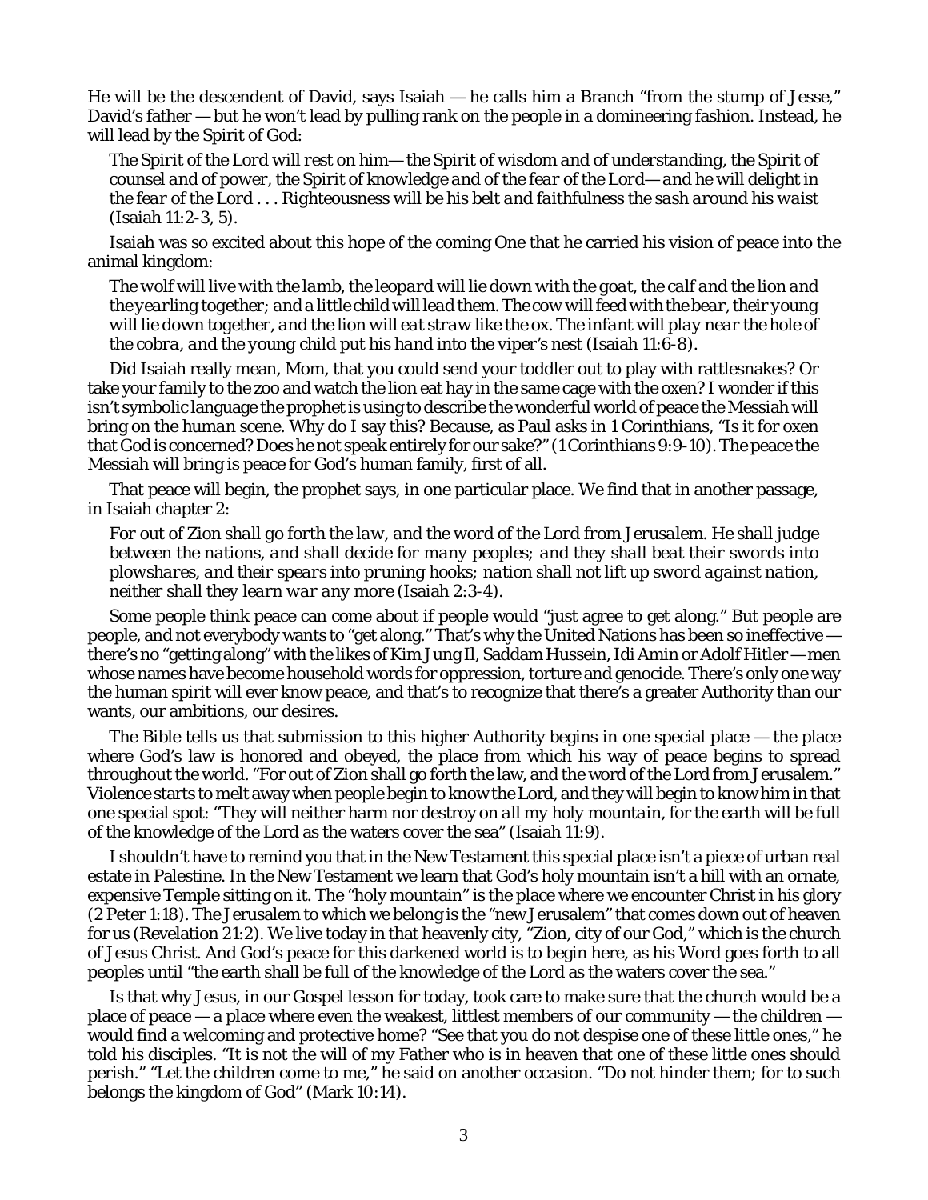He will be the descendent of David, says Isaiah — he calls him a Branch "from the stump of Jesse," David's father — but he won't lead by pulling rank on the people in a domineering fashion. Instead, he will lead by the Spirit of God:

> *The Spirit of the Lord will rest on him— the Spirit of wisdom and of understanding, the Spirit of counsel and of power, the Spirit of knowledge and of the fear of the Lord— and he will delight in the fear of the Lord . . . Righteousness will be his belt and faithfulness the sash around his waist* (Isaiah 11:2-3, 5).

Isaiah was so excited about this hope of the coming One that he carried his vision of peace into the animal kingdom:

> *The wolf will live with the lamb, the leopard will lie down with the goat, the calf and the lion and the yearling together; and a little child will lead them. The cow will feed with the bear, their young will lie down together, and the lion will eat straw like the ox. The infant will play near the hole of the cobra, and the young child put his hand into the viper's nest* (Isaiah 11:6-8).

Did Isaiah really mean, Mom, that you could send your toddler out to play with rattlesnakes? Or take your family to the zoo and watch the lion eat hay in the same cage with the oxen? I wonder if this isn't symbolic language the prophet is using to describe the wonderful world of peace the Messiah will bring on the *human* scene. Why do I say this? Because, as Paul asks in 1 Corinthians, "Is it for oxen that God is concerned? Does he not speak entirely for our sake?" (1 Corinthians 9:9-10). The peace the Messiah will bring is peace for God's human family, first of all.

That peace will begin, the prophet says, in one particular place. We find that in another passage, in Isaiah chapter 2:

> *For out of Zion shall go forth the law, and the word of the Lord from Jerusalem. He shall judge between the nations, and shall decide for many peoples; and they shall beat their swords into plowshares, and their spears into pruning hooks; nation shall not lift up sword against nation, neither shall they learn war any more* (Isaiah 2:3-4).

Some people think peace can come about if people would "just agree to get along." But people are people, and not everybody wants to "get along." That's why the United Nations has been so ineffective — there's no "getting along" with the likes of Kim Jung Il, Saddam Hussein, Idi Amin or Adolf Hitler — men whose names have become household words for oppression, torture and genocide. There's only one way the human spirit will ever know peace, and that's to recognize that there's a greater Authority than our wants, our ambitions, our desires.

The Bible tells us that submission to this higher Authority begins in one special place — the place where God's law is honored and obeyed, the place from which his way of peace begins to spread throughout the world. "For out of Zion shall go forth the law, and the word of the Lord from Jerusalem." Violence starts to melt away when people begin to know the Lord, and they will begin to know him in that one special spot: "They will neither harm nor destroy *on all my holy mountain*, for the earth will be full of the knowledge of the Lord as the waters cover the sea" (Isaiah 11:9).

I shouldn't have to remind you that in the New Testament this special place isn't a piece of urban real estate in Palestine. In the New Testament we learn that God's holy mountain isn't a hill with an ornate, expensive Temple sitting on it. The "holy mountain" is the place where we encounter Christ in his glory (2 Peter 1:18). The Jerusalem to which we belong is the "new Jerusalem" that comes down out of heaven for us (Revelation 21:2). We live today in that heavenly city, "Zion, city of our God," which is the church of Jesus Christ. And God's peace for this darkened world is to begin here, as his Word goes forth to all peoples until "the earth shall be full of the knowledge of the Lord as the waters cover the sea."

Is that why Jesus, in our Gospel lesson for today, took care to make sure that the church would be a place of peace — a place where even the weakest, littlest members of our community — the children — would find a welcoming and protective home? "See that you do not despise one of these little ones," he told his disciples. "It is not the will of my Father who is in heaven that one of these little ones should perish." "Let the children come to me," he said on another occasion. "Do not hinder them; for to such belongs the kingdom of God" (Mark 10:14).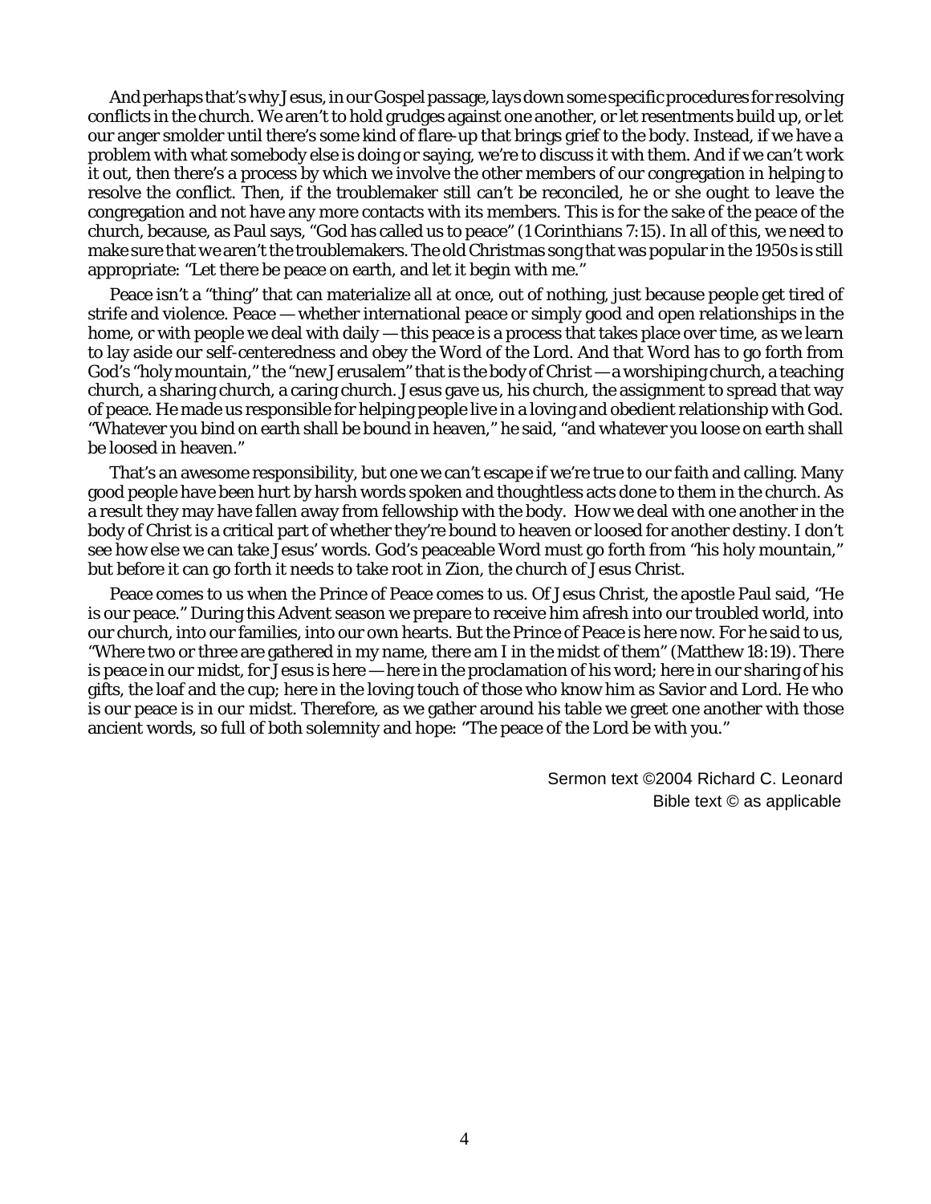And perhaps that's why Jesus, in our Gospel passage, lays down some specific procedures for resolving conflicts in the church. We aren't to hold grudges against one another, or let resentments build up, or let our anger smolder until there's some kind of flare-up that brings grief to the body. Instead, if we have a problem with what somebody else is doing or saying, we're to discuss it with them. And if we can't work it out, then there's a process by which we involve the other members of our congregation in helping to resolve the conflict. Then, if the troublemaker still can't be reconciled, he or she ought to leave the congregation and not have any more contacts with its members. This is for the sake of the peace of the church, because, as Paul says, "God has called us to peace" (1 Corinthians 7:15). In all of this, we need to make sure that *we* aren't the troublemakers. The old Christmas song that was popular in the 1950s is still appropriate: "Let there be peace on earth, and let it begin with me."

Peace isn't a "thing" that can materialize all at once, out of nothing, just because people get tired of strife and violence. Peace — whether international peace or simply good and open relationships in the home, or with people we deal with daily — this peace is a process that takes place over time, as we learn to lay aside our self-centeredness and obey the Word of the Lord. And that Word has to go forth from God's "holy mountain," the "new Jerusalem" that is the body of Christ — a worshiping church, a teaching church, a sharing church, a caring church. Jesus gave us, his church, the assignment to spread that way of peace. He made us responsible for helping people live in a loving and obedient relationship with God. "Whatever you bind on earth shall be bound in heaven," he said, "and whatever you loose on earth shall be loosed in heaven."

That's an awesome responsibility, but one we can't escape if we're true to our faith and calling. Many good people have been hurt by harsh words spoken and thoughtless acts done to them in the church. As a result they may have fallen away from fellowship with the body. How we deal with one another in the body of Christ is a critical part of whether they're bound to heaven or loosed for another destiny. I don't see how else we can take Jesus' words. God's peaceable Word must go forth from "his holy mountain," but before it can go forth it needs to take root in Zion, the church of Jesus Christ.

Peace comes to us when the Prince of Peace comes to us. Of Jesus Christ, the apostle Paul said, "He is our peace." During this Advent season we prepare to receive him afresh into our troubled world, into our church, into our families, into our own hearts. But the Prince of Peace is here now. For he said to us, "Where two or three are gathered in my name, there am I in the midst of them" (Matthew 18:19). There is *peace* in our midst, for Jesus is here — here in the proclamation of his word; here in our sharing of his gifts, the loaf and the cup; here in the loving touch of those who know him as Savior and Lord. He who is our peace is in our midst. Therefore, as we gather around his table we greet one another with those ancient words, so full of both solemnity and hope: "The peace of the Lord be with you."

Sermon text ©2004 Richard C. Leonard
Bible text © as applicable